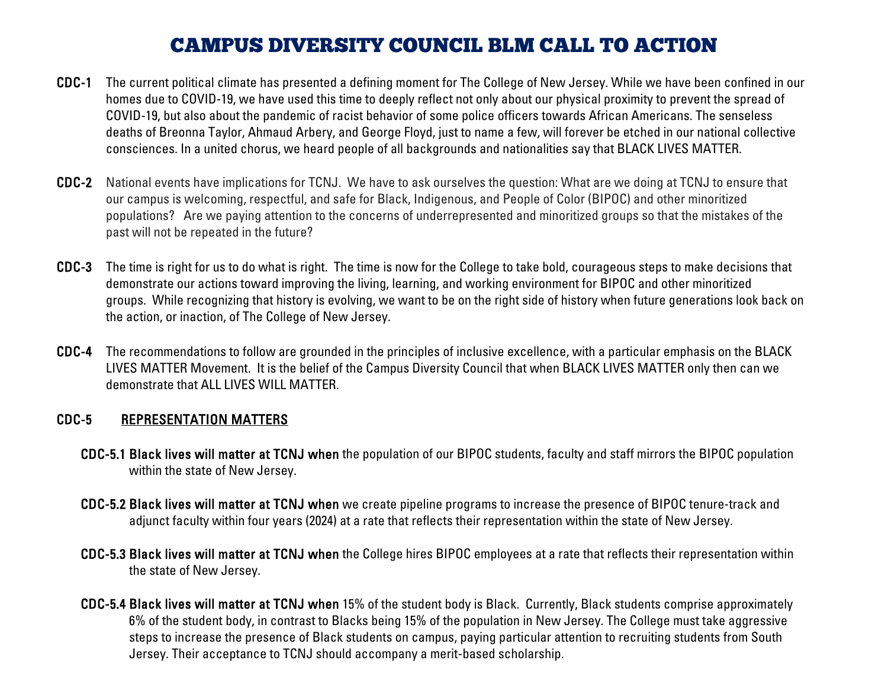# CAMPUS DIVERSITY COUNCIL BLM CALL TO ACTION

**CDC-1** The current political climate has presented a defining moment for The College of New Jersey. While we have been confined in our homes due to COVID-19, we have used this time to deeply reflect not only about our physical proximity to prevent the spread of COVID-19, but also about the pandemic of racist behavior of some police officers towards African Americans. The senseless deaths of Breonna Taylor, Ahmaud Arbery, and George Floyd, just to name a few, will forever be etched in our national collective consciences. In a united chorus, we heard people of all backgrounds and nationalities say that BLACK LIVES MATTER.

**CDC-2** National events have implications for TCNJ. We have to ask ourselves the question: What are we doing at TCNJ to ensure that our campus is welcoming, respectful, and safe for Black, Indigenous, and People of Color (BIPOC) and other minoritized populations? Are we paying attention to the concerns of underrepresented and minoritized groups so that the mistakes of the past will not be repeated in the future?

**CDC-3** The time is right for us to do what is right. The time is now for the College to take bold, courageous steps to make decisions that demonstrate our actions toward improving the living, learning, and working environment for BIPOC and other minoritized groups. While recognizing that history is evolving, we want to be on the right side of history when future generations look back on the action, or inaction, of The College of New Jersey.

**CDC-4** The recommendations to follow are grounded in the principles of inclusive excellence, with a particular emphasis on the BLACK LIVES MATTER Movement. It is the belief of the Campus Diversity Council that when BLACK LIVES MATTER only then can we demonstrate that ALL LIVES WILL MATTER.

## CDC-5 REPRESENTATION MATTERS

**CDC-5.1 Black lives will matter at TCNJ when** the population of our BIPOC students, faculty and staff mirrors the BIPOC population within the state of New Jersey.

**CDC-5.2 Black lives will matter at TCNJ when** we create pipeline programs to increase the presence of BIPOC tenure-track and adjunct faculty within four years (2024) at a rate that reflects their representation within the state of New Jersey.

**CDC-5.3 Black lives will matter at TCNJ when** the College hires BIPOC employees at a rate that reflects their representation within the state of New Jersey.

**CDC-5.4 Black lives will matter at TCNJ when** 15% of the student body is Black. Currently, Black students comprise approximately 6% of the student body, in contrast to Blacks being 15% of the population in New Jersey. The College must take aggressive steps to increase the presence of Black students on campus, paying particular attention to recruiting students from South Jersey. Their acceptance to TCNJ should accompany a merit-based scholarship.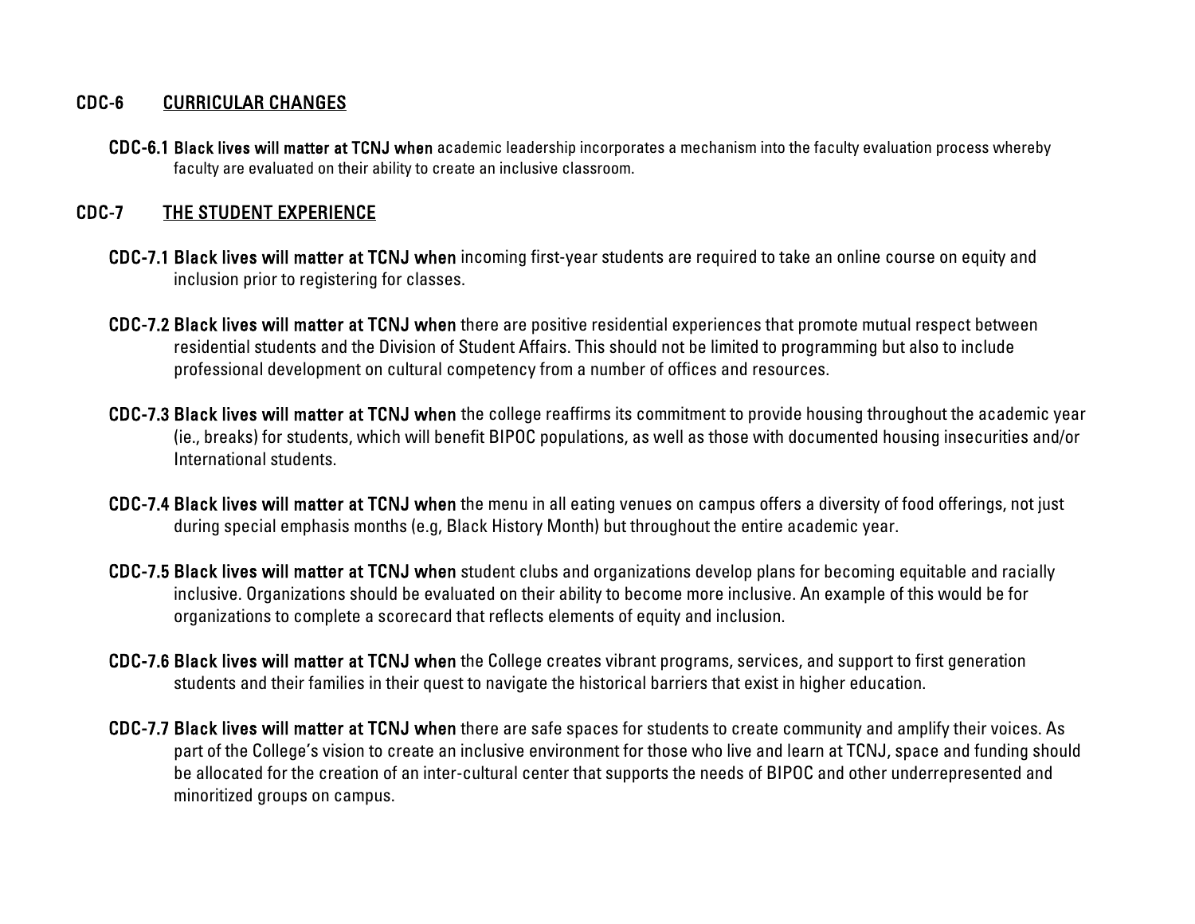## CDC-6 CURRICULAR CHANGES

**CDC-6.1 Black lives will matter at TCNJ when** academic leadership incorporates a mechanism into the faculty evaluation process whereby faculty are evaluated on their ability to create an inclusive classroom.

## CDC-7 THE STUDENT EXPERIENCE

**CDC-7.1 Black lives will matter at TCNJ when** incoming first-year students are required to take an online course on equity and inclusion prior to registering for classes.

**CDC-7.2 Black lives will matter at TCNJ when** there are positive residential experiences that promote mutual respect between residential students and the Division of Student Affairs. This should not be limited to programming but also to include professional development on cultural competency from a number of offices and resources.

**CDC-7.3 Black lives will matter at TCNJ when** the college reaffirms its commitment to provide housing throughout the academic year (ie., breaks) for students, which will benefit BIPOC populations, as well as those with documented housing insecurities and/or International students.

**CDC-7.4 Black lives will matter at TCNJ when** the menu in all eating venues on campus offers a diversity of food offerings, not just during special emphasis months (e.g, Black History Month) but throughout the entire academic year.

**CDC-7.5 Black lives will matter at TCNJ when** student clubs and organizations develop plans for becoming equitable and racially inclusive. Organizations should be evaluated on their ability to become more inclusive. An example of this would be for organizations to complete a scorecard that reflects elements of equity and inclusion.

**CDC-7.6 Black lives will matter at TCNJ when** the College creates vibrant programs, services, and support to first generation students and their families in their quest to navigate the historical barriers that exist in higher education.

**CDC-7.7 Black lives will matter at TCNJ when** there are safe spaces for students to create community and amplify their voices. As part of the College's vision to create an inclusive environment for those who live and learn at TCNJ, space and funding should be allocated for the creation of an inter-cultural center that supports the needs of BIPOC and other underrepresented and minoritized groups on campus.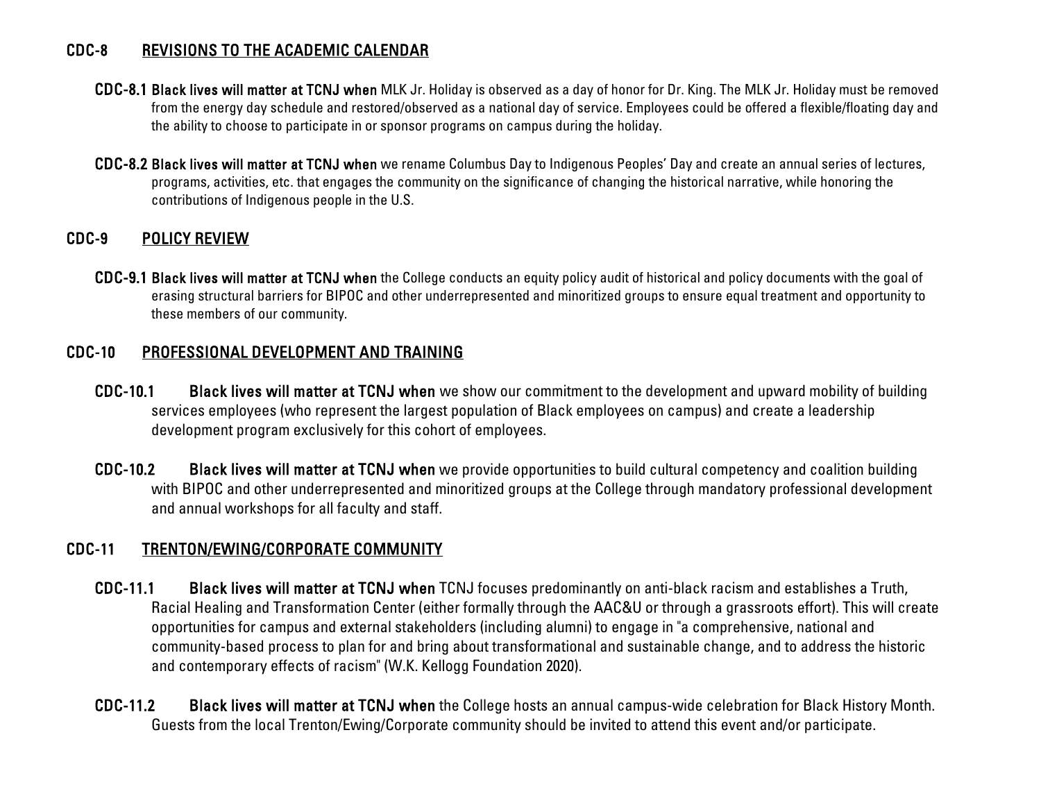## CDC-8 REVISIONS TO THE ACADEMIC CALENDAR

**CDC-8.1 Black lives will matter at TCNJ when** MLK Jr. Holiday is observed as a day of honor for Dr. King. The MLK Jr. Holiday must be removed from the energy day schedule and restored/observed as a national day of service. Employees could be offered a flexible/floating day and the ability to choose to participate in or sponsor programs on campus during the holiday.

**CDC-8.2 Black lives will matter at TCNJ when** we rename Columbus Day to Indigenous Peoples' Day and create an annual series of lectures, programs, activities, etc. that engages the community on the significance of changing the historical narrative, while honoring the contributions of Indigenous people in the U.S.

## CDC-9 POLICY REVIEW

**CDC-9.1 Black lives will matter at TCNJ when** the College conducts an equity policy audit of historical and policy documents with the goal of erasing structural barriers for BIPOC and other underrepresented and minoritized groups to ensure equal treatment and opportunity to these members of our community.

## CDC-10 PROFESSIONAL DEVELOPMENT AND TRAINING

**CDC-10.1 Black lives will matter at TCNJ when** we show our commitment to the development and upward mobility of building services employees (who represent the largest population of Black employees on campus) and create a leadership development program exclusively for this cohort of employees.

**CDC-10.2 Black lives will matter at TCNJ when** we provide opportunities to build cultural competency and coalition building with BIPOC and other underrepresented and minoritized groups at the College through mandatory professional development and annual workshops for all faculty and staff.

## CDC-11 TRENTON/EWING/CORPORATE COMMUNITY

**CDC-11.1 Black lives will matter at TCNJ when** TCNJ focuses predominantly on anti-black racism and establishes a Truth, Racial Healing and Transformation Center (either formally through the AAC&U or through a grassroots effort). This will create opportunities for campus and external stakeholders (including alumni) to engage in "a comprehensive, national and community-based process to plan for and bring about transformational and sustainable change, and to address the historic and contemporary effects of racism" (W.K. Kellogg Foundation 2020).

**CDC-11.2 Black lives will matter at TCNJ when** the College hosts an annual campus-wide celebration for Black History Month. Guests from the local Trenton/Ewing/Corporate community should be invited to attend this event and/or participate.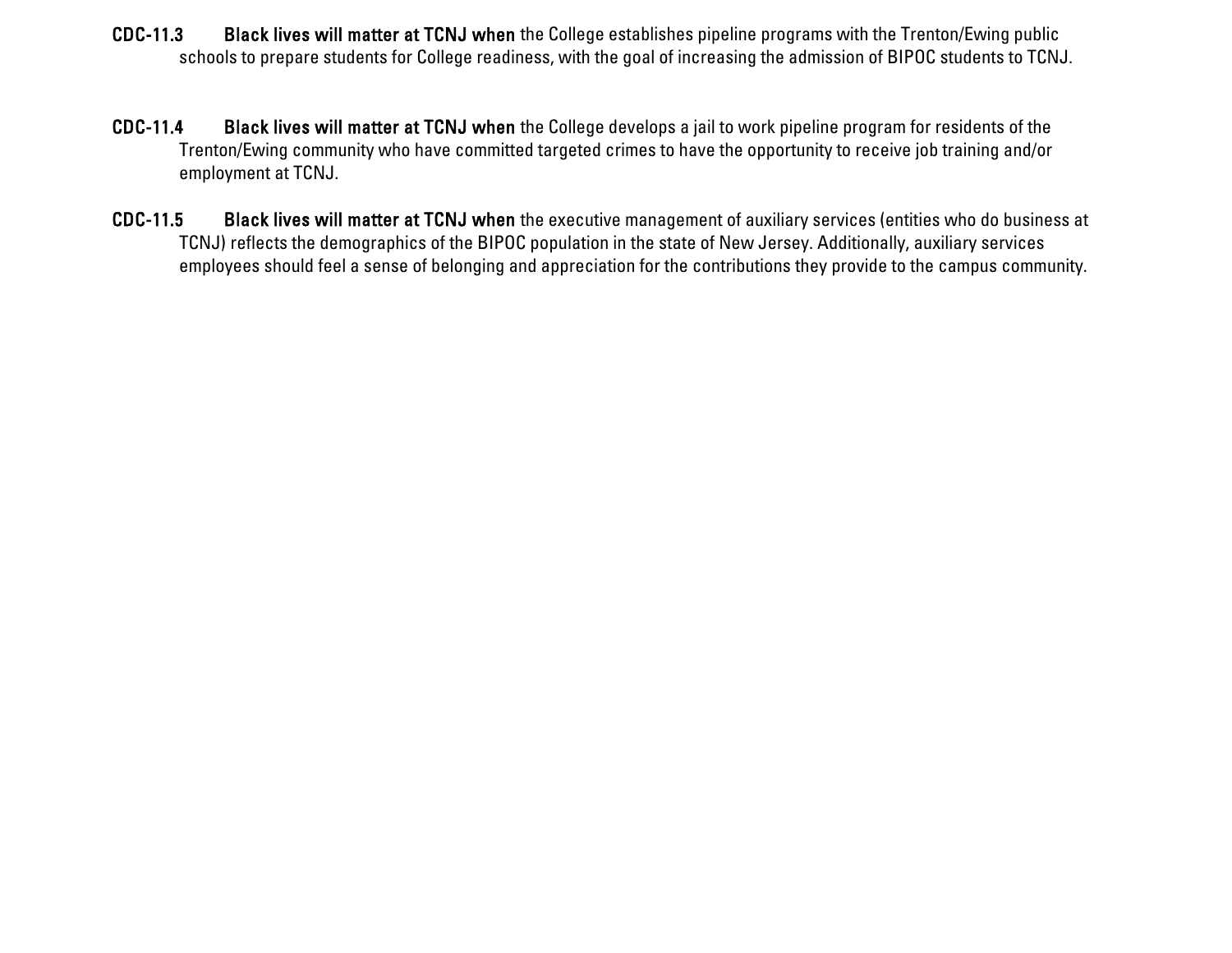**CDC-11.3** **Black lives will matter at TCNJ when** the College establishes pipeline programs with the Trenton/Ewing public schools to prepare students for College readiness, with the goal of increasing the admission of BIPOC students to TCNJ.

**CDC-11.4** **Black lives will matter at TCNJ when** the College develops a jail to work pipeline program for residents of the Trenton/Ewing community who have committed targeted crimes to have the opportunity to receive job training and/or employment at TCNJ.

**CDC-11.5** **Black lives will matter at TCNJ when** the executive management of auxiliary services (entities who do business at TCNJ) reflects the demographics of the BIPOC population in the state of New Jersey. Additionally, auxiliary services employees should feel a sense of belonging and appreciation for the contributions they provide to the campus community.